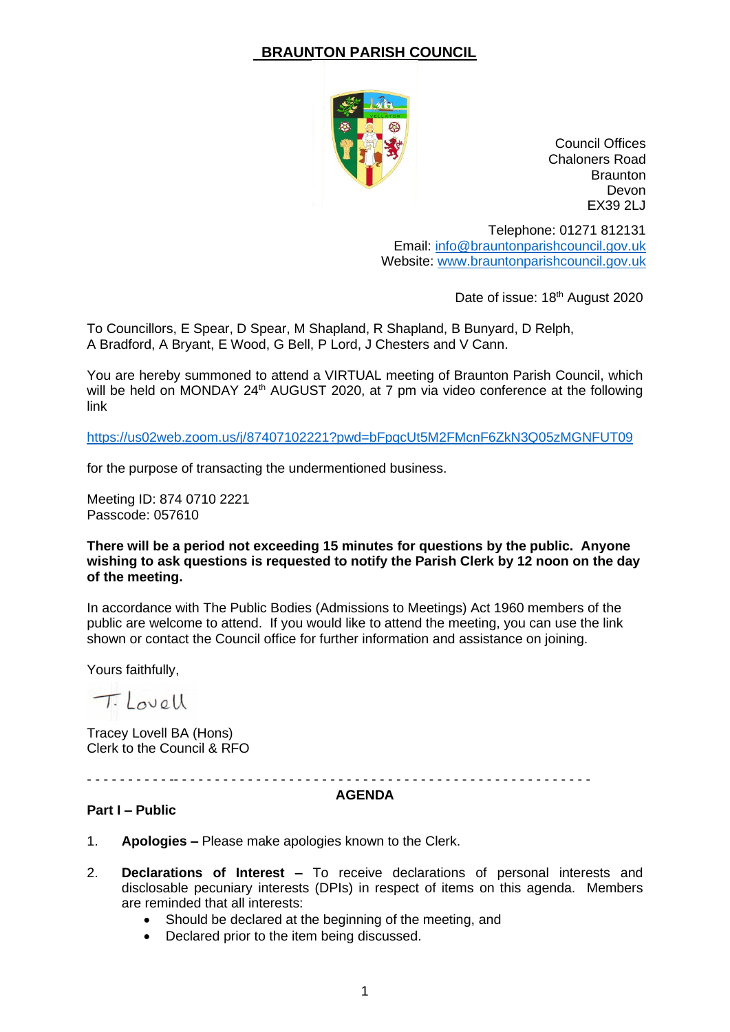# BRAUNTON PARISH COUNCIL

Council Offices
Chaloners Road
Braunton
Devon
EX39 2LJ

Telephone: 01271 812131
Email: info@brauntonparishcouncil.gov.uk
Website: www.brauntonparishcouncil.gov.uk

Date of issue: 18th August 2020

To Councillors, E Spear, D Spear, M Shapland, R Shapland, B Bunyard, D Relph, A Bradford, A Bryant, E Wood, G Bell, P Lord, J Chesters and V Cann.

You are hereby summoned to attend a VIRTUAL meeting of Braunton Parish Council, which will be held on MONDAY 24th AUGUST 2020, at 7 pm via video conference at the following link

https://us02web.zoom.us/j/87407102221?pwd=bFpqcUt5M2FMcnF6ZkN3Q05zMGNFUT09

for the purpose of transacting the undermentioned business.

Meeting ID: 874 0710 2221
Passcode: 057610

**There will be a period not exceeding 15 minutes for questions by the public. Anyone wishing to ask questions is requested to notify the Parish Clerk by 12 noon on the day of the meeting.**

In accordance with The Public Bodies (Admissions to Meetings) Act 1960 members of the public are welcome to attend. If you would like to attend the meeting, you can use the link shown or contact the Council office for further information and assistance on joining.

Yours faithfully,

T. Lovell

Tracey Lovell BA (Hons)
Clerk to the Council & RFO

---

## AGENDA

### Part I – Public

1. **Apologies –** Please make apologies known to the Clerk.

2. **Declarations of Interest –** To receive declarations of personal interests and disclosable pecuniary interests (DPIs) in respect of items on this agenda. Members are reminded that all interests:
   - Should be declared at the beginning of the meeting, and
   - Declared prior to the item being discussed.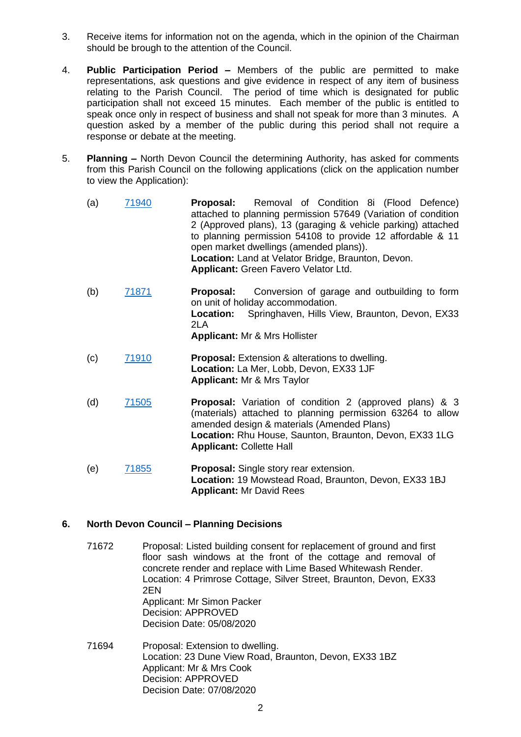3. Receive items for information not on the agenda, which in the opinion of the Chairman should be brough to the attention of the Council.

4. **Public Participation Period –** Members of the public are permitted to make representations, ask questions and give evidence in respect of any item of business relating to the Parish Council. The period of time which is designated for public participation shall not exceed 15 minutes. Each member of the public is entitled to speak once only in respect of business and shall not speak for more than 3 minutes. A question asked by a member of the public during this period shall not require a response or debate at the meeting.

5. **Planning –** North Devon Council the determining Authority, has asked for comments from this Parish Council on the following applications (click on the application number to view the Application):

   (a) 71940 **Proposal:** Removal of Condition 8i (Flood Defence) attached to planning permission 57649 (Variation of condition 2 (Approved plans), 13 (garaging & vehicle parking) attached to planning permission 54108 to provide 12 affordable & 11 open market dwellings (amended plans)).
   **Location:** Land at Velator Bridge, Braunton, Devon.
   **Applicant:** Green Favero Velator Ltd.

   (b) 71871 **Proposal:** Conversion of garage and outbuilding to form on unit of holiday accommodation.
   **Location:** Springhaven, Hills View, Braunton, Devon, EX33 2LA
   **Applicant:** Mr & Mrs Hollister

   (c) 71910 **Proposal:** Extension & alterations to dwelling.
   **Location:** La Mer, Lobb, Devon, EX33 1JF
   **Applicant:** Mr & Mrs Taylor

   (d) 71505 **Proposal:** Variation of condition 2 (approved plans) & 3 (materials) attached to planning permission 63264 to allow amended design & materials (Amended Plans)
   **Location:** Rhu House, Saunton, Braunton, Devon, EX33 1LG
   **Applicant:** Collette Hall

   (e) 71855 **Proposal:** Single story rear extension.
   **Location:** 19 Mowstead Road, Braunton, Devon, EX33 1BJ
   **Applicant:** Mr David Rees

**6. North Devon Council – Planning Decisions**

71672 Proposal: Listed building consent for replacement of ground and first floor sash windows at the front of the cottage and removal of concrete render and replace with Lime Based Whitewash Render.
Location: 4 Primrose Cottage, Silver Street, Braunton, Devon, EX33 2EN
Applicant: Mr Simon Packer
Decision: APPROVED
Decision Date: 05/08/2020

71694 Proposal: Extension to dwelling.
Location: 23 Dune View Road, Braunton, Devon, EX33 1BZ
Applicant: Mr & Mrs Cook
Decision: APPROVED
Decision Date: 07/08/2020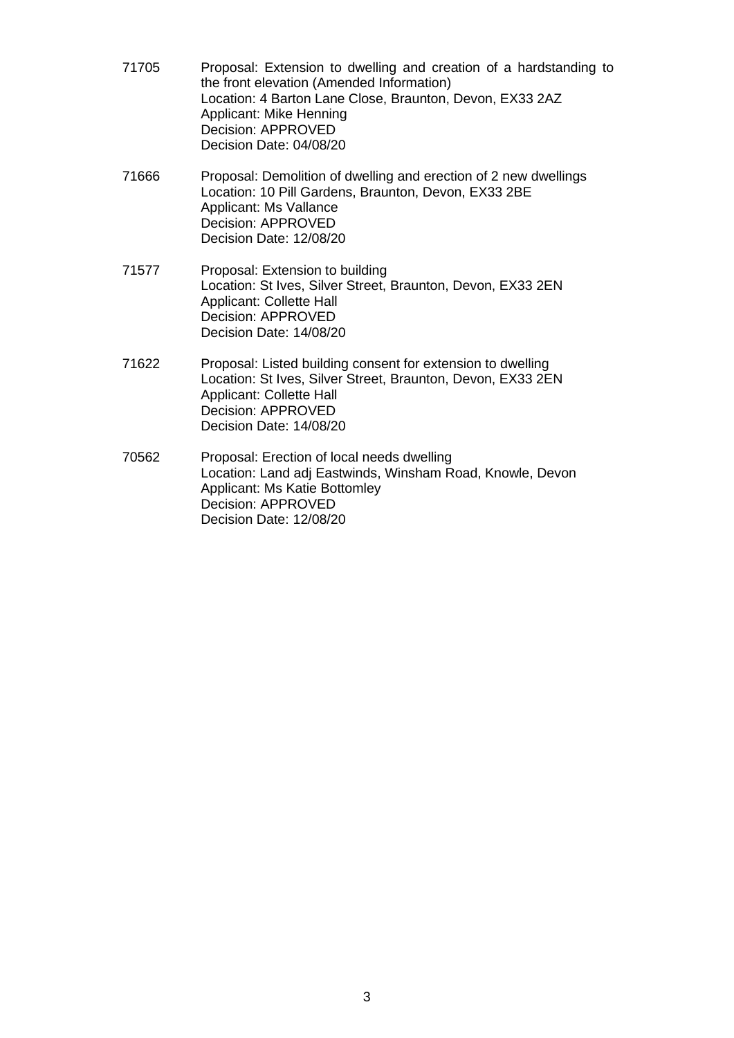71705 Proposal: Extension to dwelling and creation of a hardstanding to the front elevation (Amended Information)
Location: 4 Barton Lane Close, Braunton, Devon, EX33 2AZ
Applicant: Mike Henning
Decision: APPROVED
Decision Date: 04/08/20

71666 Proposal: Demolition of dwelling and erection of 2 new dwellings
Location: 10 Pill Gardens, Braunton, Devon, EX33 2BE
Applicant: Ms Vallance
Decision: APPROVED
Decision Date: 12/08/20

71577 Proposal: Extension to building
Location: St Ives, Silver Street, Braunton, Devon, EX33 2EN
Applicant: Collette Hall
Decision: APPROVED
Decision Date: 14/08/20

71622 Proposal: Listed building consent for extension to dwelling
Location: St Ives, Silver Street, Braunton, Devon, EX33 2EN
Applicant: Collette Hall
Decision: APPROVED
Decision Date: 14/08/20

70562 Proposal: Erection of local needs dwelling
Location: Land adj Eastwinds, Winsham Road, Knowle, Devon
Applicant: Ms Katie Bottomley
Decision: APPROVED
Decision Date: 12/08/20